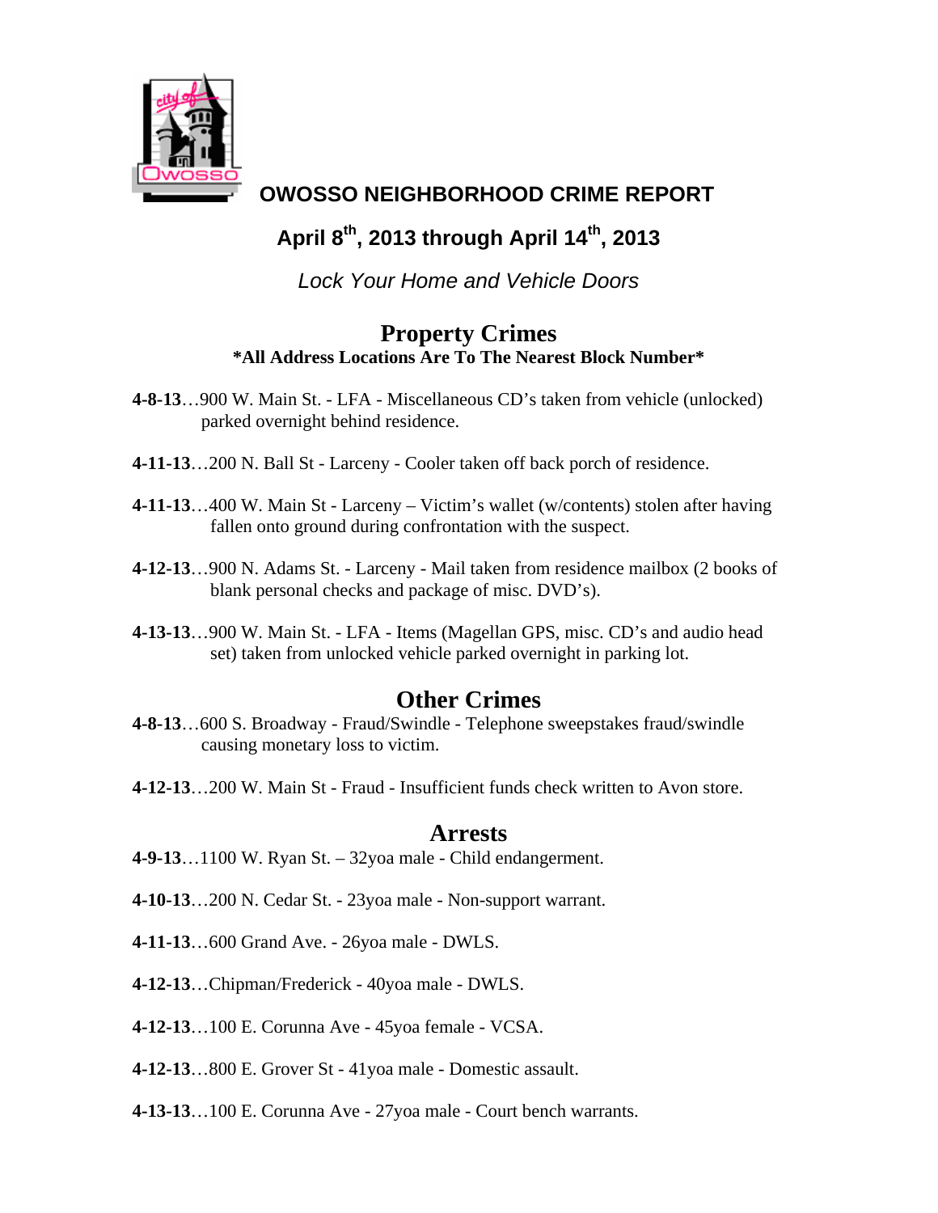# OWOSSO NEIGHBORHOOD CRIME REPORT

## April 8th, 2013 through April 14th, 2013

*Lock Your Home and Vehicle Doors*

## Property Crimes

**\*All Address Locations Are To The Nearest Block Number\***

**4-8-13**…900 W. Main St. - LFA - Miscellaneous CD's taken from vehicle (unlocked) parked overnight behind residence.

**4-11-13**…200 N. Ball St - Larceny - Cooler taken off back porch of residence.

**4-11-13**…400 W. Main St - Larceny – Victim's wallet (w/contents) stolen after having fallen onto ground during confrontation with the suspect.

**4-12-13**…900 N. Adams St. - Larceny - Mail taken from residence mailbox (2 books of blank personal checks and package of misc. DVD's).

**4-13-13**…900 W. Main St. - LFA - Items (Magellan GPS, misc. CD's and audio head set) taken from unlocked vehicle parked overnight in parking lot.

## Other Crimes

**4-8-13**…600 S. Broadway - Fraud/Swindle - Telephone sweepstakes fraud/swindle causing monetary loss to victim.

**4-12-13**…200 W. Main St - Fraud - Insufficient funds check written to Avon store.

## Arrests

**4-9-13**…1100 W. Ryan St. – 32yoa male - Child endangerment.

**4-10-13**…200 N. Cedar St. - 23yoa male - Non-support warrant.

**4-11-13**…600 Grand Ave. - 26yoa male - DWLS.

**4-12-13**…Chipman/Frederick - 40yoa male - DWLS.

**4-12-13**…100 E. Corunna Ave - 45yoa female - VCSA.

**4-12-13**…800 E. Grover St - 41yoa male - Domestic assault.

**4-13-13**…100 E. Corunna Ave - 27yoa male - Court bench warrants.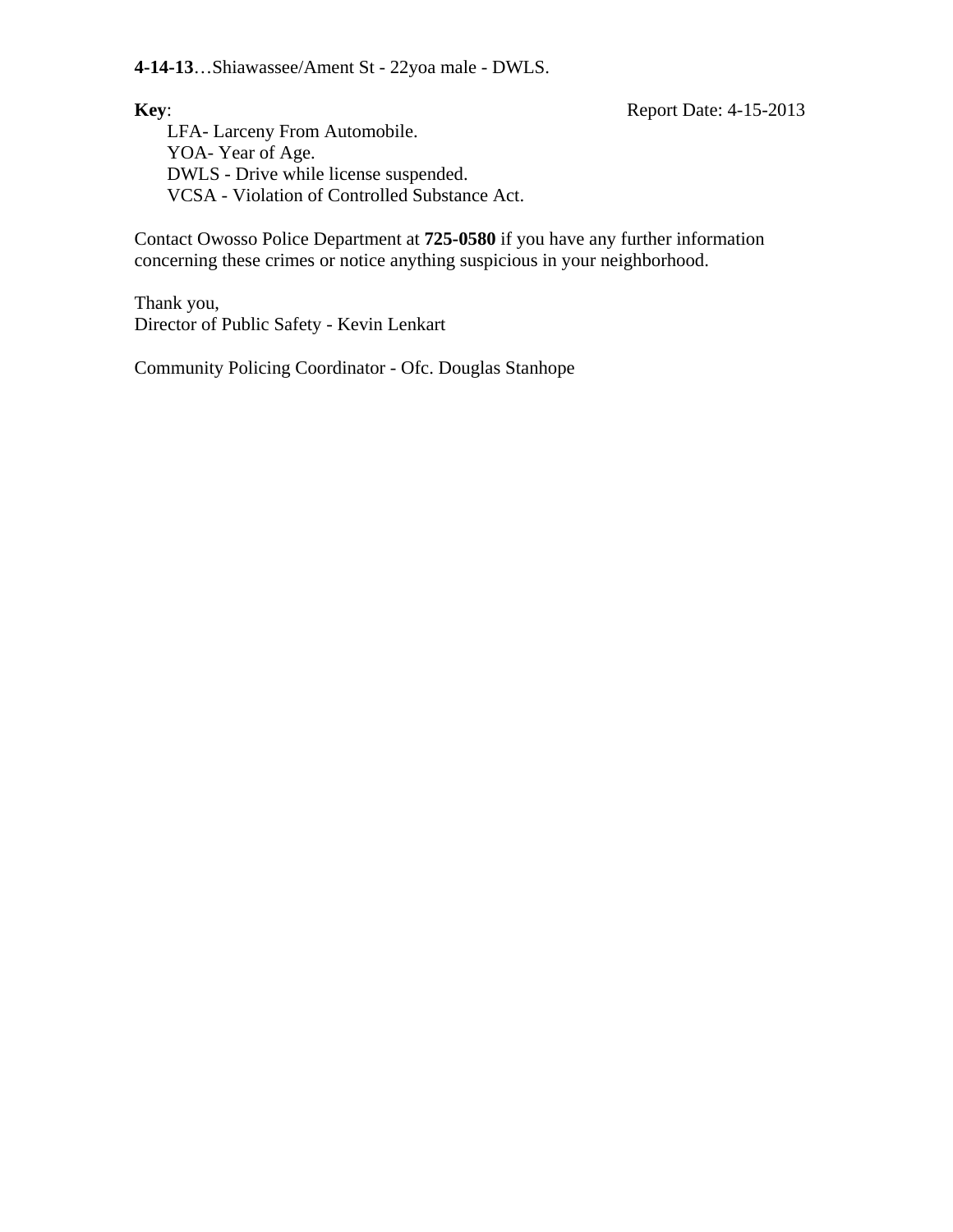**4-14-13**…Shiawassee/Ament St - 22yoa male - DWLS.

**Key**:

Report Date: 4-15-2013

LFA- Larceny From Automobile.
YOA- Year of Age.
DWLS - Drive while license suspended.
VCSA - Violation of Controlled Substance Act.

Contact Owosso Police Department at **725-0580** if you have any further information concerning these crimes or notice anything suspicious in your neighborhood.

Thank you,
Director of Public Safety - Kevin Lenkart

Community Policing Coordinator - Ofc. Douglas Stanhope